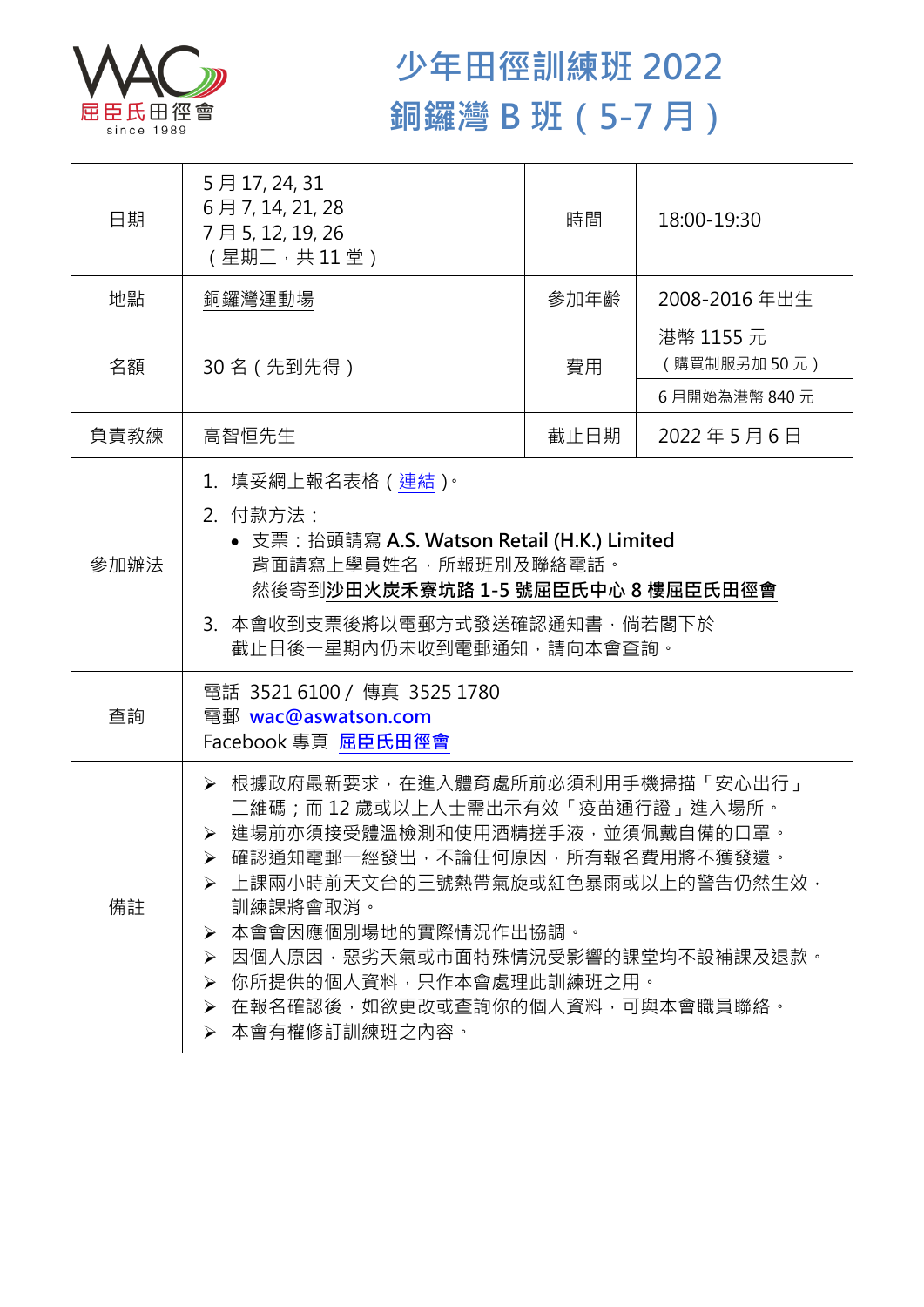屈臣氏田徑會 since 1989

# 少年田徑訓練班 2022
# 銅鑼灣 B 班（5-7 月）

| 日期 | 5 月 17, 24, 31<br>6 月 7, 14, 21, 28<br>7 月 5, 12, 19, 26<br>（星期二，共 11 堂） | 時間 | 18:00-19:30 |
|---|---|---|---|
| 地點 | 銅鑼灣運動場 | 參加年齡 | 2008-2016 年出生 |
| 名額 | 30 名（先到先得） | 費用 | 港幣 1155 元<br>（購買制服另加 50 元）<br>6 月開始為港幣 840 元 |
| 負責教練 | 高智恒先生 | 截止日期 | 2022 年 5 月 6 日 |
| 參加辦法 | 1. 填妥網上報名表格（連結）。<br>2. 付款方法：<br>• 支票：抬頭請寫 **A.S. Watson Retail (H.K.) Limited**<br>背面請寫上學員姓名，所報班別及聯絡電話。<br>然後寄到**沙田火炭禾寮坑路 1-5 號屈臣氏中心 8 樓屈臣氏田徑會**<br>3. 本會收到支票後將以電郵方式發送確認通知書，倘若閣下於截止日後一星期內仍未收到電郵通知，請向本會查詢。 | | |
| 查詢 | 電話 3521 6100 / 傳真 3525 1780<br>電郵 wac@aswatson.com<br>Facebook 專頁 屈臣氏田徑會 | | |
| 備註 | ➢ 根據政府最新要求，在進入體育處所前必須利用手機掃描「安心出行」二維碼；而 12 歲或以上人士需出示有效「疫苗通行證」進入場所。<br>➢ 進場前亦須接受體溫檢測和使用酒精搓手液，並須佩戴自備的口罩。<br>➢ 確認通知電郵一經發出，不論任何原因，所有報名費用將不獲發還。<br>➢ 上課兩小時前天文台的三號熱帶氣旋或紅色暴雨或以上的警告仍然生效，訓練課將會取消。<br>➢ 本會會因應個別場地的實際情況作出協調。<br>➢ 因個人原因，惡劣天氣或市面特殊情況受影響的課堂均不設補課及退款。<br>➢ 你所提供的個人資料，只作本會處理此訓練班之用。<br>➢ 在報名確認後，如欲更改或查詢你的個人資料，可與本會職員聯絡。<br>➢ 本會有權修訂訓練班之內容。 | | |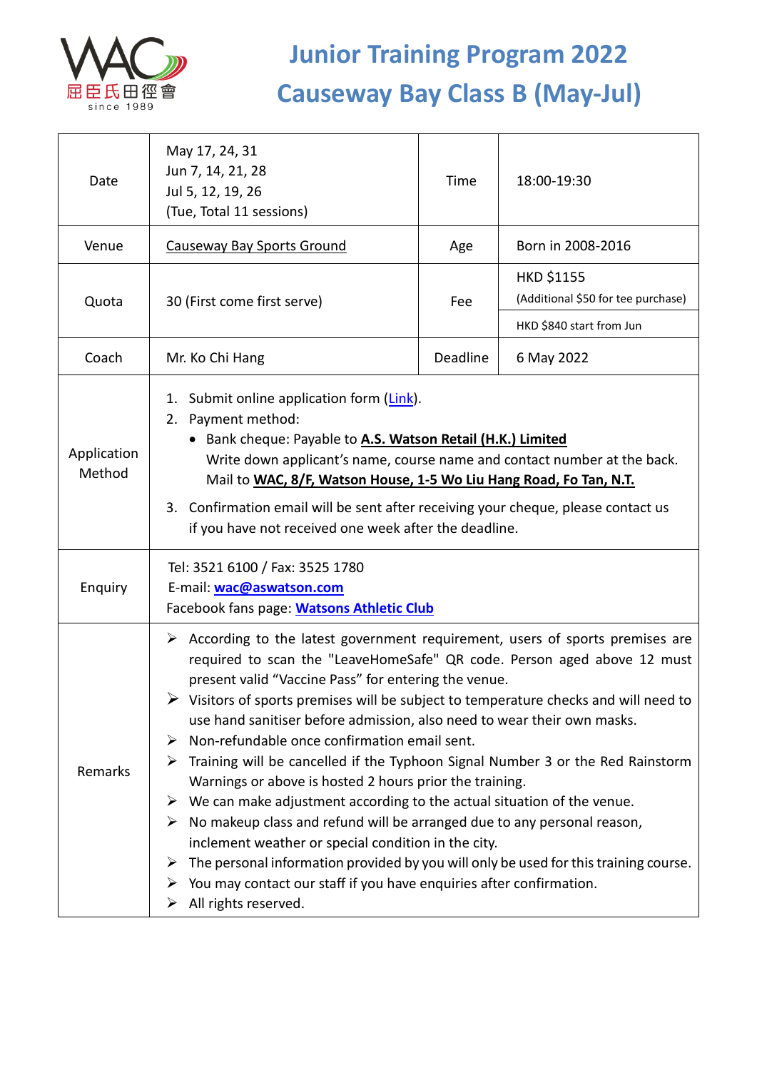# Junior Training Program 2022
# Causeway Bay Class B (May-Jul)

| | | | |
|---|---|---|---|
| Date | May 17, 24, 31<br>Jun 7, 14, 21, 28<br>Jul 5, 12, 19, 26<br>(Tue, Total 11 sessions) | Time | 18:00-19:30 |
| Venue | Causeway Bay Sports Ground | Age | Born in 2008-2016 |
| Quota | 30 (First come first serve) | Fee | HKD $1155<br>(Additional $50 for tee purchase)<br>HKD $840 start from Jun |
| Coach | Mr. Ko Chi Hang | Deadline | 6 May 2022 |
| Application Method | 1. Submit online application form (Link).<br>2. Payment method:<br>• Bank cheque: Payable to **A.S. Watson Retail (H.K.) Limited**<br>Write down applicant's name, course name and contact number at the back.<br>Mail to **WAC, 8/F, Watson House, 1-5 Wo Liu Hang Road, Fo Tan, N.T.**<br>3. Confirmation email will be sent after receiving your cheque, please contact us if you have not received one week after the deadline. | | |
| Enquiry | Tel: 3521 6100 / Fax: 3525 1780<br>E-mail: **wac@aswatson.com**<br>Facebook fans page: **Watsons Athletic Club** | | |
| Remarks | ➢ According to the latest government requirement, users of sports premises are required to scan the "LeaveHomeSafe" QR code. Person aged above 12 must present valid "Vaccine Pass" for entering the venue.<br>➢ Visitors of sports premises will be subject to temperature checks and will need to use hand sanitiser before admission, also need to wear their own masks.<br>➢ Non-refundable once confirmation email sent.<br>➢ Training will be cancelled if the Typhoon Signal Number 3 or the Red Rainstorm Warnings or above is hosted 2 hours prior the training.<br>➢ We can make adjustment according to the actual situation of the venue.<br>➢ No makeup class and refund will be arranged due to any personal reason, inclement weather or special condition in the city.<br>➢ The personal information provided by you will only be used for this training course.<br>➢ You may contact our staff if you have enquiries after confirmation.<br>➢ All rights reserved. | | |